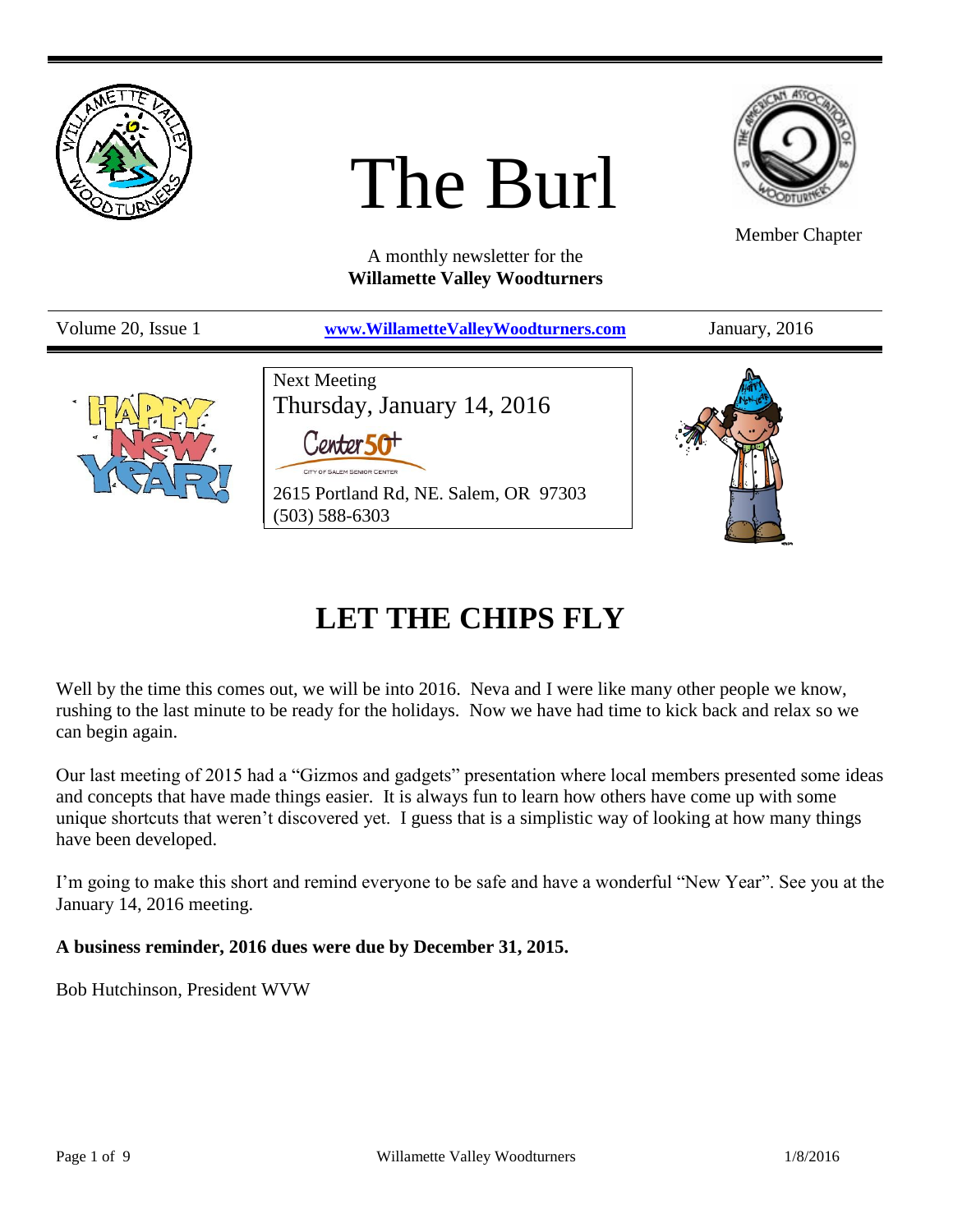# The Burl

A monthly newsletter for the
**Willamette Valley Woodturners**

Member Chapter

Volume 20, Issue 1 | [www.WillametteValleyWoodturners.com](http://www.WillametteValleyWoodturners.com) | January, 2016

Next Meeting
Thursday, January 14, 2016

Center 50+
CITY OF SALEM SENIOR CENTER

2615 Portland Rd, NE. Salem, OR 97303
(503) 588-6303

## LET THE CHIPS FLY

Well by the time this comes out, we will be into 2016. Neva and I were like many other people we know, rushing to the last minute to be ready for the holidays. Now we have had time to kick back and relax so we can begin again.

Our last meeting of 2015 had a "Gizmos and gadgets" presentation where local members presented some ideas and concepts that have made things easier. It is always fun to learn how others have come up with some unique shortcuts that weren't discovered yet. I guess that is a simplistic way of looking at how many things have been developed.

I'm going to make this short and remind everyone to be safe and have a wonderful "New Year". See you at the January 14, 2016 meeting.

**A business reminder, 2016 dues were due by December 31, 2015.**

Bob Hutchinson, President WVW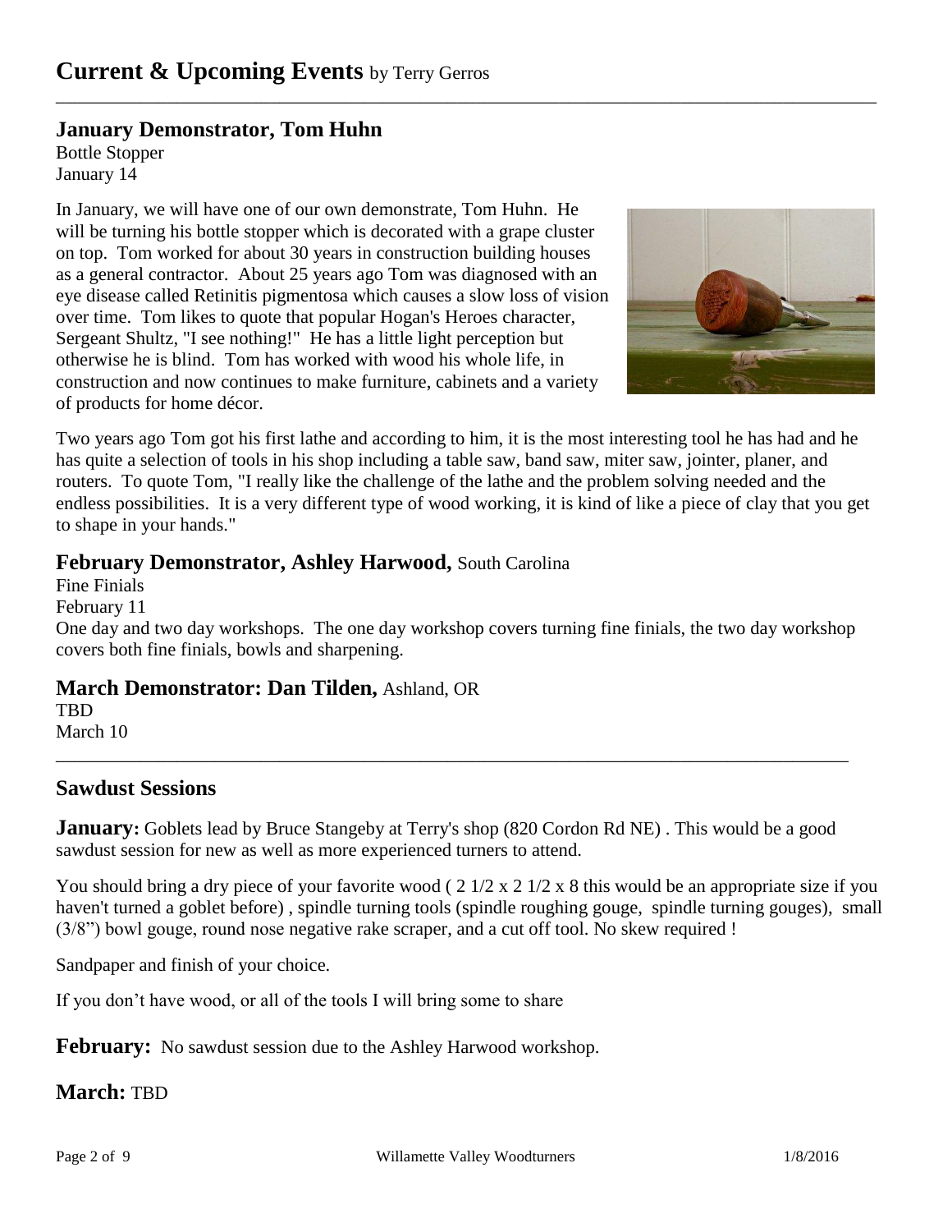# Current & Upcoming Events by Terry Gerros

## January Demonstrator, Tom Huhn

Bottle Stopper
January 14

In January, we will have one of our own demonstrate, Tom Huhn. He will be turning his bottle stopper which is decorated with a grape cluster on top. Tom worked for about 30 years in construction building houses as a general contractor. About 25 years ago Tom was diagnosed with an eye disease called Retinitis pigmentosa which causes a slow loss of vision over time. Tom likes to quote that popular Hogan's Heroes character, Sergeant Shultz, "I see nothing!" He has a little light perception but otherwise he is blind. Tom has worked with wood his whole life, in construction and now continues to make furniture, cabinets and a variety of products for home décor.

Two years ago Tom got his first lathe and according to him, it is the most interesting tool he has had and he has quite a selection of tools in his shop including a table saw, band saw, miter saw, jointer, planer, and routers. To quote Tom, "I really like the challenge of the lathe and the problem solving needed and the endless possibilities. It is a very different type of wood working, it is kind of like a piece of clay that you get to shape in your hands."

## February Demonstrator, Ashley Harwood, South Carolina

Fine Finials
February 11
One day and two day workshops. The one day workshop covers turning fine finials, the two day workshop covers both fine finials, bowls and sharpening.

## March Demonstrator: Dan Tilden, Ashland, OR

TBD
March 10

## Sawdust Sessions

**January:** Goblets lead by Bruce Stangeby at Terry's shop (820 Cordon Rd NE) . This would be a good sawdust session for new as well as more experienced turners to attend.

You should bring a dry piece of your favorite wood ( 2 1/2 x 2 1/2 x 8 this would be an appropriate size if you haven't turned a goblet before) , spindle turning tools (spindle roughing gouge, spindle turning gouges), small (3/8") bowl gouge, round nose negative rake scraper, and a cut off tool. No skew required !

Sandpaper and finish of your choice.

If you don't have wood, or all of the tools I will bring some to share

**February:** No sawdust session due to the Ashley Harwood workshop.

**March:** TBD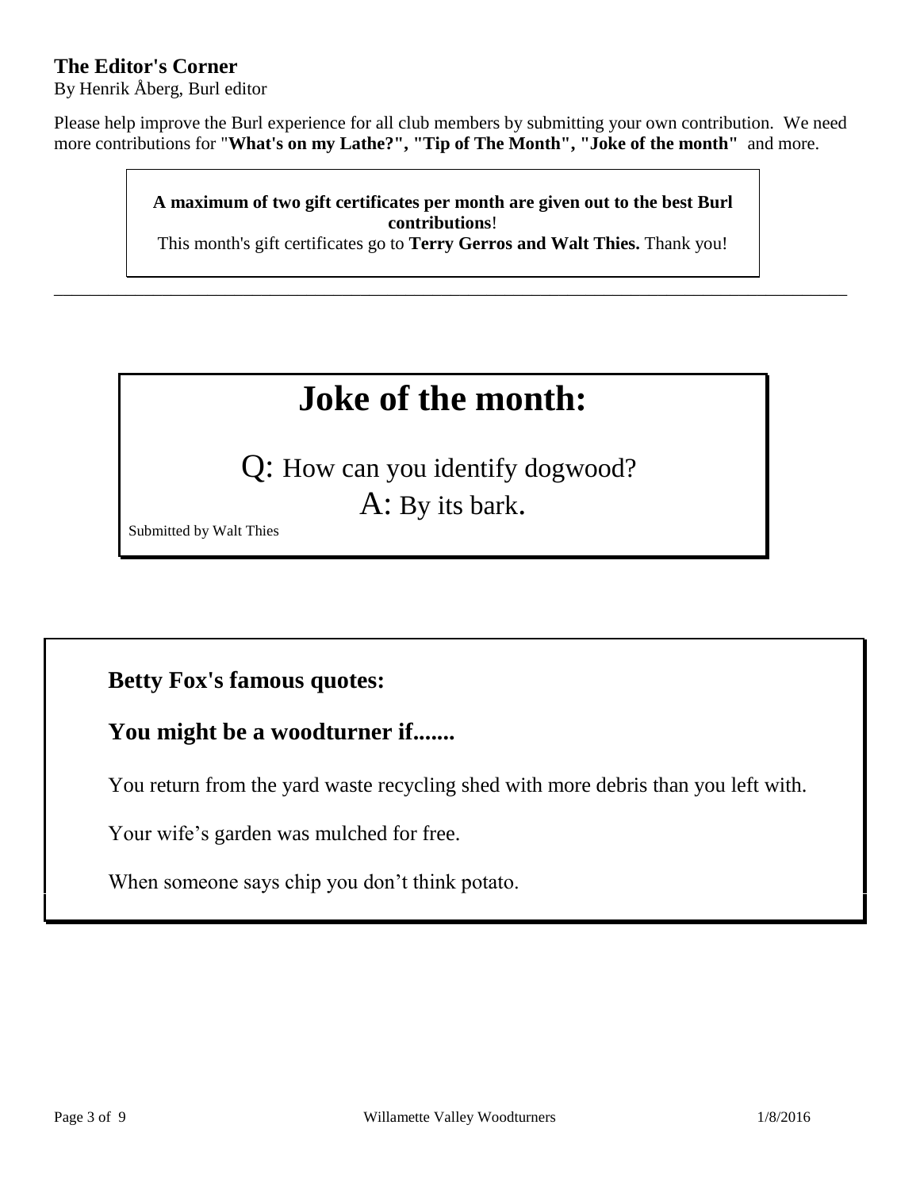## The Editor's Corner

By Henrik Åberg, Burl editor

Please help improve the Burl experience for all club members by submitting your own contribution. We need more contributions for "**What's on my Lathe?", "Tip of The Month", "Joke of the month"** and more.

**A maximum of two gift certificates per month are given out to the best Burl contributions**!
This month's gift certificates go to **Terry Gerros and Walt Thies.** Thank you!

---

# Joke of the month:

Q: How can you identify dogwood?

A: By its bark.

Submitted by Walt Thies

### Betty Fox's famous quotes:

### You might be a woodturner if.......

You return from the yard waste recycling shed with more debris than you left with.

Your wife's garden was mulched for free.

When someone says chip you don't think potato.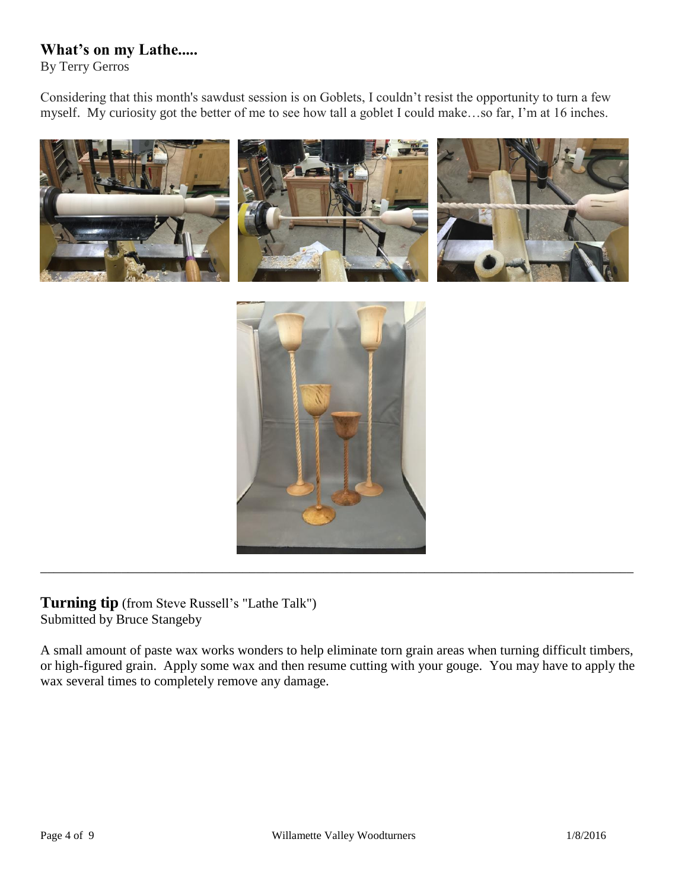## What's on my Lathe.....

By Terry Gerros

Considering that this month's sawdust session is on Goblets, I couldn't resist the opportunity to turn a few myself. My curiosity got the better of me to see how tall a goblet I could make…so far, I'm at 16 inches.

---

## Turning tip (from Steve Russell's "Lathe Talk")

Submitted by Bruce Stangeby

A small amount of paste wax works wonders to help eliminate torn grain areas when turning difficult timbers, or high-figured grain. Apply some wax and then resume cutting with your gouge. You may have to apply the wax several times to completely remove any damage.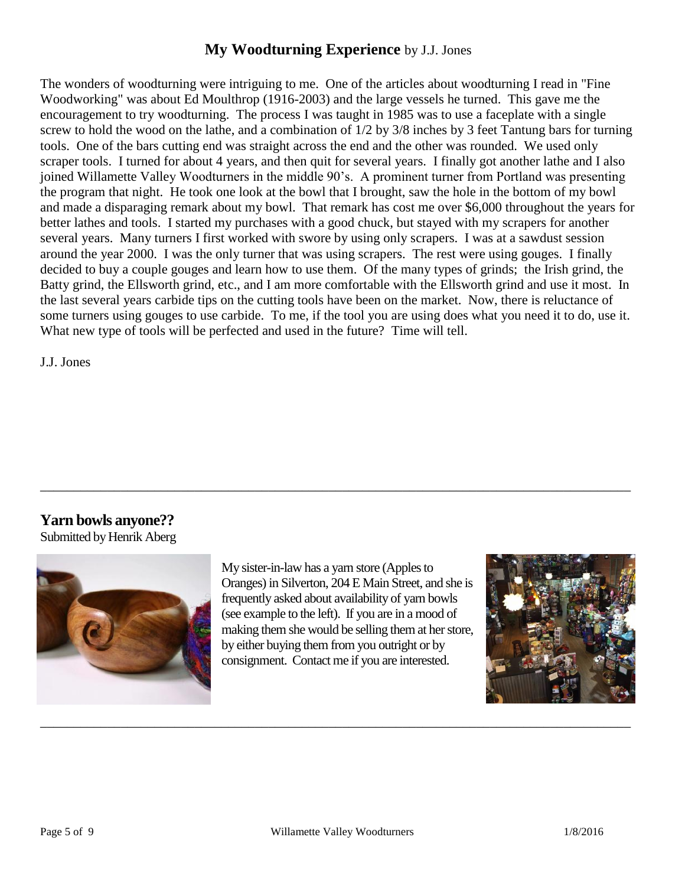## **My Woodturning Experience** by J.J. Jones

The wonders of woodturning were intriguing to me. One of the articles about woodturning I read in "Fine Woodworking" was about Ed Moulthrop (1916-2003) and the large vessels he turned. This gave me the encouragement to try woodturning. The process I was taught in 1985 was to use a faceplate with a single screw to hold the wood on the lathe, and a combination of 1/2 by 3/8 inches by 3 feet Tantung bars for turning tools. One of the bars cutting end was straight across the end and the other was rounded. We used only scraper tools. I turned for about 4 years, and then quit for several years. I finally got another lathe and I also joined Willamette Valley Woodturners in the middle 90's. A prominent turner from Portland was presenting the program that night. He took one look at the bowl that I brought, saw the hole in the bottom of my bowl and made a disparaging remark about my bowl. That remark has cost me over $6,000 throughout the years for better lathes and tools. I started my purchases with a good chuck, but stayed with my scrapers for another several years. Many turners I first worked with swore by using only scrapers. I was at a sawdust session around the year 2000. I was the only turner that was using scrapers. The rest were using gouges. I finally decided to buy a couple gouges and learn how to use them. Of the many types of grinds; the Irish grind, the Batty grind, the Ellsworth grind, etc., and I am more comfortable with the Ellsworth grind and use it most. In the last several years carbide tips on the cutting tools have been on the market. Now, there is reluctance of some turners using gouges to use carbide. To me, if the tool you are using does what you need it to do, use it. What new type of tools will be perfected and used in the future? Time will tell.

J.J. Jones

---

## **Yarn bowls anyone??**

Submitted by Henrik Aberg

My sister-in-law has a yarn store (Apples to Oranges) in Silverton, 204 E Main Street, and she is frequently asked about availability of yarn bowls (see example to the left). If you are in a mood of making them she would be selling them at her store, by either buying them from you outright or by consignment. Contact me if you are interested.

---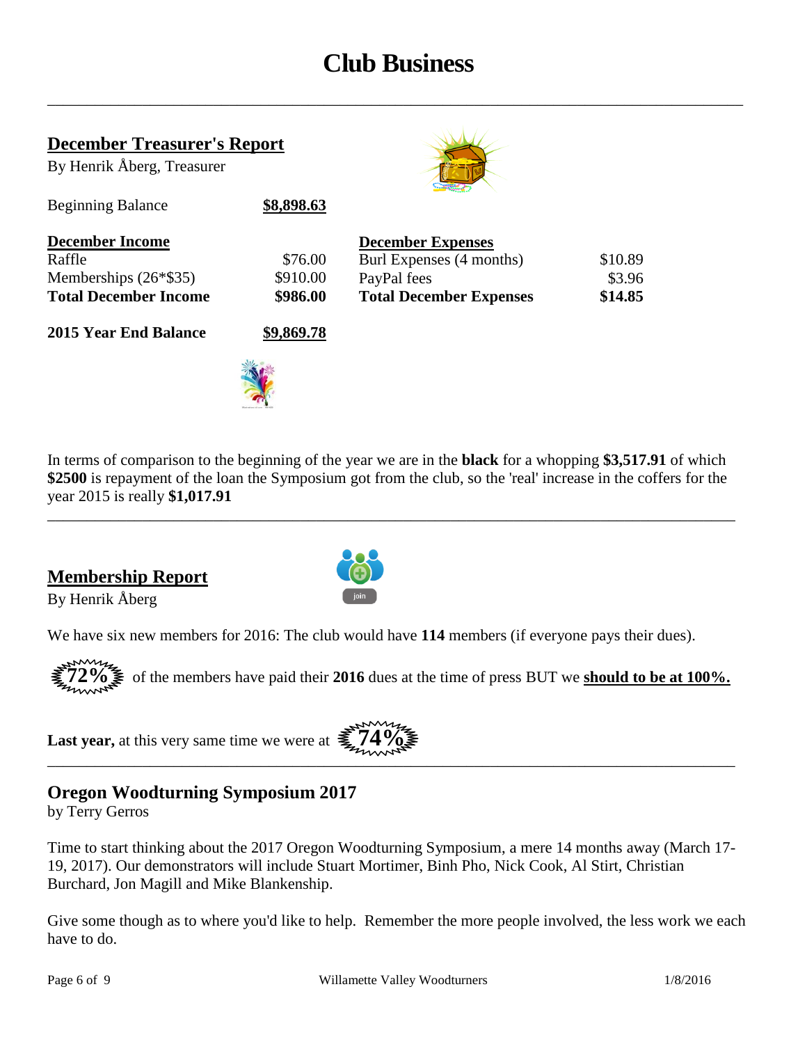# Club Business

## December Treasurer's Report

By Henrik Åberg, Treasurer

| Beginning Balance | **$8,898.63** | | |
|---|---|---|---|
| **December Income** | | **December Expenses** | |
| Raffle | $76.00 | Burl Expenses (4 months) | $10.89 |
| Memberships (26*$35) | $910.00 | PayPal fees | $3.96 |
| **Total December Income** | **$986.00** | **Total December Expenses** | **$14.85** |
| **2015 Year End Balance** | **$9,869.78** | | |

In terms of comparison to the beginning of the year we are in the **black** for a whopping **$3,517.91** of which **$2500** is repayment of the loan the Symposium got from the club, so the 'real' increase in the coffers for the year 2015 is really **$1,017.91**

## Membership Report

By Henrik Åberg

We have six new members for 2016: The club would have **114** members (if everyone pays their dues).

**72%** of the members have paid their **2016** dues at the time of press BUT we **should to be at 100%.**

**Last year,** at this very same time we were at **74%**

## Oregon Woodturning Symposium 2017

by Terry Gerros

Time to start thinking about the 2017 Oregon Woodturning Symposium, a mere 14 months away (March 17-19, 2017). Our demonstrators will include Stuart Mortimer, Binh Pho, Nick Cook, Al Stirt, Christian Burchard, Jon Magill and Mike Blankenship.

Give some though as to where you'd like to help. Remember the more people involved, the less work we each have to do.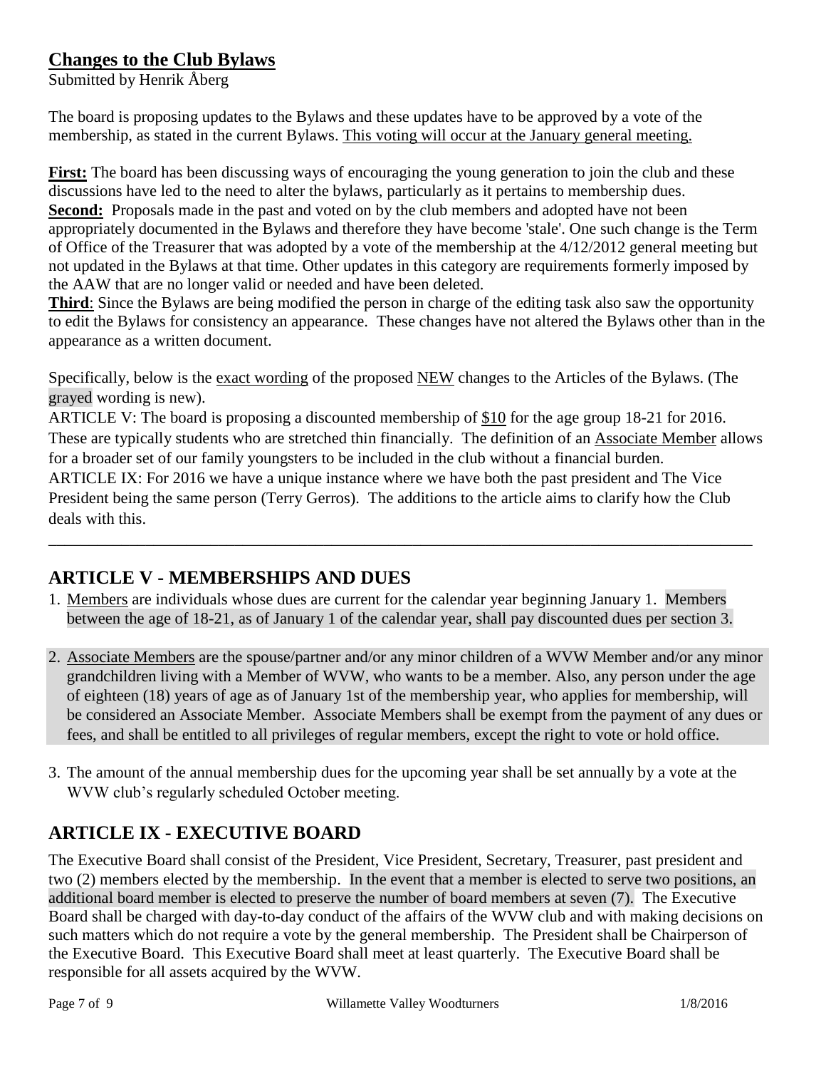## Changes to the Club Bylaws

Submitted by Henrik Åberg

The board is proposing updates to the Bylaws and these updates have to be approved by a vote of the membership, as stated in the current Bylaws. This voting will occur at the January general meeting.

**First:** The board has been discussing ways of encouraging the young generation to join the club and these discussions have led to the need to alter the bylaws, particularly as it pertains to membership dues.
**Second:** Proposals made in the past and voted on by the club members and adopted have not been appropriately documented in the Bylaws and therefore they have become 'stale'. One such change is the Term of Office of the Treasurer that was adopted by a vote of the membership at the 4/12/2012 general meeting but not updated in the Bylaws at that time. Other updates in this category are requirements formerly imposed by the AAW that are no longer valid or needed and have been deleted.
**Third**: Since the Bylaws are being modified the person in charge of the editing task also saw the opportunity to edit the Bylaws for consistency an appearance. These changes have not altered the Bylaws other than in the appearance as a written document.

Specifically, below is the exact wording of the proposed NEW changes to the Articles of the Bylaws. (The grayed wording is new).
ARTICLE V: The board is proposing a discounted membership of $10 for the age group 18-21 for 2016. These are typically students who are stretched thin financially. The definition of an Associate Member allows for a broader set of our family youngsters to be included in the club without a financial burden.
ARTICLE IX: For 2016 we have a unique instance where we have both the past president and The Vice President being the same person (Terry Gerros). The additions to the article aims to clarify how the Club deals with this.

---

## ARTICLE V - MEMBERSHIPS AND DUES

1. Members are individuals whose dues are current for the calendar year beginning January 1. Members between the age of 18-21, as of January 1 of the calendar year, shall pay discounted dues per section 3.

2. Associate Members are the spouse/partner and/or any minor children of a WVW Member and/or any minor grandchildren living with a Member of WVW, who wants to be a member. Also, any person under the age of eighteen (18) years of age as of January 1st of the membership year, who applies for membership, will be considered an Associate Member. Associate Members shall be exempt from the payment of any dues or fees, and shall be entitled to all privileges of regular members, except the right to vote or hold office.

3. The amount of the annual membership dues for the upcoming year shall be set annually by a vote at the WVW club's regularly scheduled October meeting.

## ARTICLE IX - EXECUTIVE BOARD

The Executive Board shall consist of the President, Vice President, Secretary, Treasurer, past president and two (2) members elected by the membership. In the event that a member is elected to serve two positions, an additional board member is elected to preserve the number of board members at seven (7). The Executive Board shall be charged with day-to-day conduct of the affairs of the WVW club and with making decisions on such matters which do not require a vote by the general membership. The President shall be Chairperson of the Executive Board. This Executive Board shall meet at least quarterly. The Executive Board shall be responsible for all assets acquired by the WVW.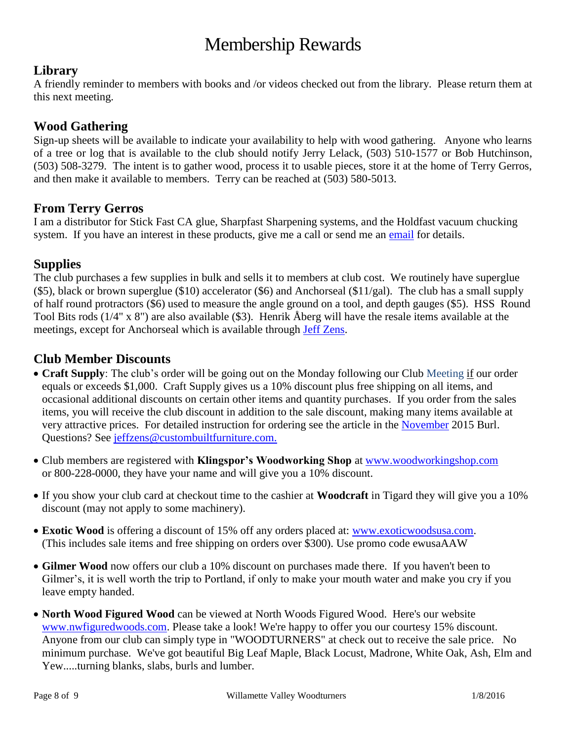# Membership Rewards

## Library

A friendly reminder to members with books and /or videos checked out from the library. Please return them at this next meeting.

## Wood Gathering

Sign-up sheets will be available to indicate your availability to help with wood gathering. Anyone who learns of a tree or log that is available to the club should notify Jerry Lelack, (503) 510-1577 or Bob Hutchinson, (503) 508-3279. The intent is to gather wood, process it to usable pieces, store it at the home of Terry Gerros, and then make it available to members. Terry can be reached at (503) 580-5013.

## From Terry Gerros

I am a distributor for Stick Fast CA glue, Sharpfast Sharpening systems, and the Holdfast vacuum chucking system. If you have an interest in these products, give me a call or send me an email for details.

## Supplies

The club purchases a few supplies in bulk and sells it to members at club cost. We routinely have superglue ($5), black or brown superglue ($10) accelerator ($6) and Anchorseal ($11/gal). The club has a small supply of half round protractors ($6) used to measure the angle ground on a tool, and depth gauges ($5). HSS Round Tool Bits rods (1/4" x 8") are also available ($3). Henrik Åberg will have the resale items available at the meetings, except for Anchorseal which is available through Jeff Zens.

## Club Member Discounts

- **Craft Supply**: The club's order will be going out on the Monday following our Club Meeting if our order equals or exceeds $1,000. Craft Supply gives us a 10% discount plus free shipping on all items, and occasional additional discounts on certain other items and quantity purchases. If you order from the sales items, you will receive the club discount in addition to the sale discount, making many items available at very attractive prices. For detailed instruction for ordering see the article in the November 2015 Burl. Questions? See jeffzens@custombuiltfurniture.com.
- Club members are registered with **Klingspor's Woodworking Shop** at www.woodworkingshop.com or 800-228-0000, they have your name and will give you a 10% discount.
- If you show your club card at checkout time to the cashier at **Woodcraft** in Tigard they will give you a 10% discount (may not apply to some machinery).
- **Exotic Wood** is offering a discount of 15% off any orders placed at: www.exoticwoodsusa.com. (This includes sale items and free shipping on orders over $300). Use promo code ewusaAAW
- **Gilmer Wood** now offers our club a 10% discount on purchases made there. If you haven't been to Gilmer's, it is well worth the trip to Portland, if only to make your mouth water and make you cry if you leave empty handed.
- **North Wood Figured Wood** can be viewed at North Woods Figured Wood. Here's our website www.nwfiguredwoods.com. Please take a look! We're happy to offer you our courtesy 15% discount. Anyone from our club can simply type in "WOODTURNERS" at check out to receive the sale price. No minimum purchase. We've got beautiful Big Leaf Maple, Black Locust, Madrone, White Oak, Ash, Elm and Yew.....turning blanks, slabs, burls and lumber.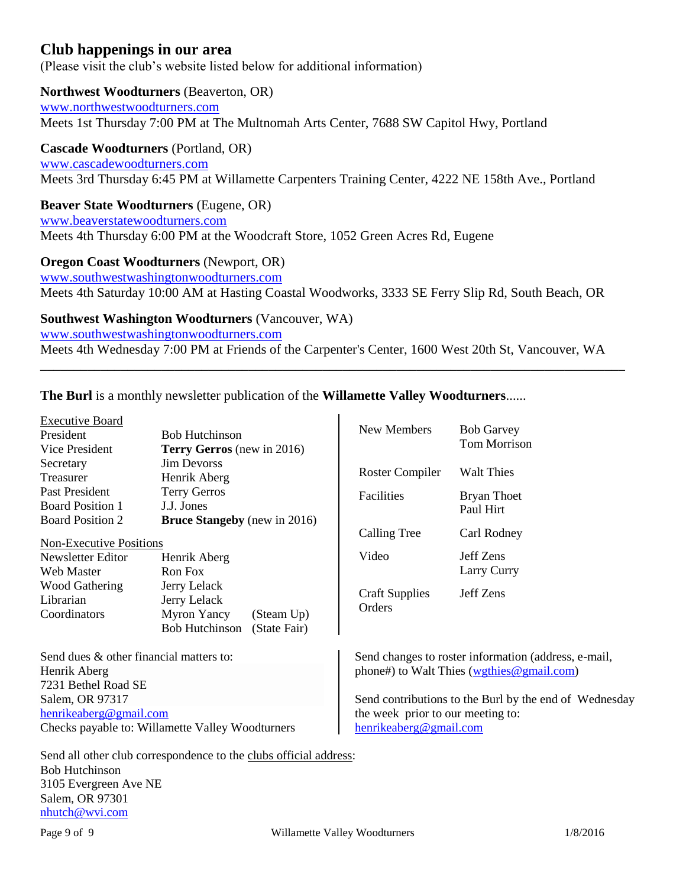## Club happenings in our area

(Please visit the club's website listed below for additional information)

**Northwest Woodturners** (Beaverton, OR)
www.northwestwoodturners.com
Meets 1st Thursday 7:00 PM at The Multnomah Arts Center, 7688 SW Capitol Hwy, Portland

**Cascade Woodturners** (Portland, OR)
www.cascadewoodturners.com
Meets 3rd Thursday 6:45 PM at Willamette Carpenters Training Center, 4222 NE 158th Ave., Portland

**Beaver State Woodturners** (Eugene, OR)
www.beaverstatewoodturners.com
Meets 4th Thursday 6:00 PM at the Woodcraft Store, 1052 Green Acres Rd, Eugene

**Oregon Coast Woodturners** (Newport, OR)
www.southwestwashingtonwoodturners.com
Meets 4th Saturday 10:00 AM at Hasting Coastal Woodworks, 3333 SE Ferry Slip Rd, South Beach, OR

**Southwest Washington Woodturners** (Vancouver, WA)
www.southwestwashingtonwoodturners.com
Meets 4th Wednesday 7:00 PM at Friends of the Carpenter's Center, 1600 West 20th St, Vancouver, WA

---

**The Burl** is a monthly newsletter publication of the **Willamette Valley Woodturners**......

| | | |
|---|---|---|
| Executive Board | | |
| President | Bob Hutchinson | |
| Vice President | **Terry Gerros** (new in 2016) | |
| Secretary | Jim Devorss | |
| Treasurer | Henrik Aberg | |
| Past President | Terry Gerros | |
| Board Position 1 | J.J. Jones | |
| Board Position 2 | **Bruce Stangeby** (new in 2016) | |
| Non-Executive Positions | | |
| Newsletter Editor | Henrik Aberg | |
| Web Master | Ron Fox | |
| Wood Gathering | Jerry Lelack | |
| Librarian | Jerry Lelack | |
| Coordinators | Myron Yancy | (Steam Up) |
| | Bob Hutchinson | (State Fair) |

| | |
|---|---|
| New Members | Bob Garvey<br>Tom Morrison |
| Roster Compiler | Walt Thies |
| Facilities | Bryan Thoet<br>Paul Hirt |
| Calling Tree | Carl Rodney |
| Video | Jeff Zens<br>Larry Curry |
| Craft Supplies Orders | Jeff Zens |

Send dues & other financial matters to:
Henrik Aberg
7231 Bethel Road SE
Salem, OR 97317
henrikeaberg@gmail.com
Checks payable to: Willamette Valley Woodturners

Send changes to roster information (address, e-mail, phone#) to Walt Thies (wgthies@gmail.com)

Send contributions to the Burl by the end of Wednesday the week prior to our meeting to:
henrikeaberg@gmail.com

Send all other club correspondence to the clubs official address:
Bob Hutchinson
3105 Evergreen Ave NE
Salem, OR 97301
nhutch@wvi.com